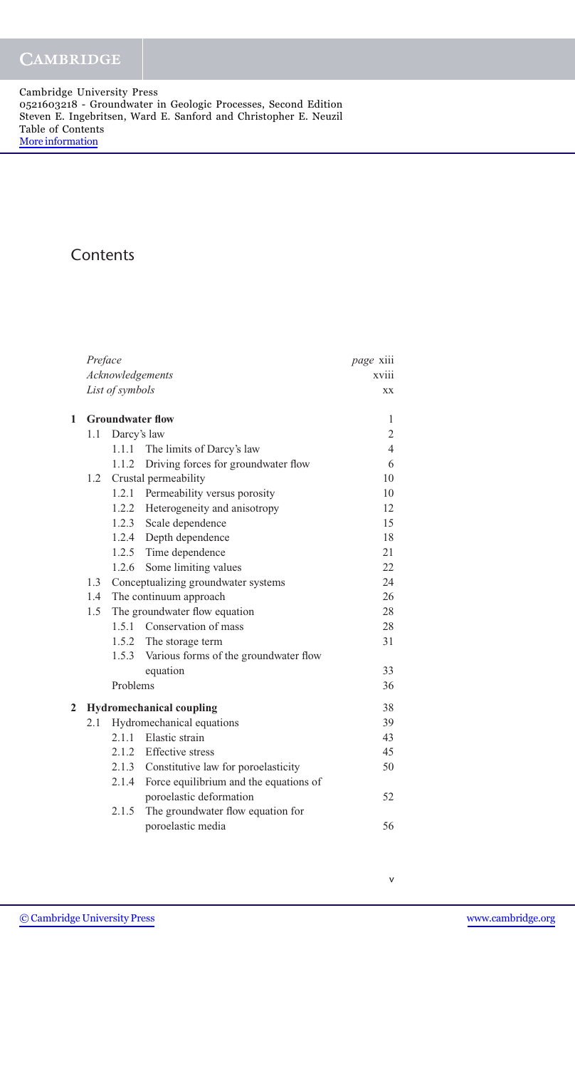# Contents

| | | |
|---|---|---|
| *Preface* | | *page* xiii |
| *Acknowledgements* | | xviii |
| *List of symbols* | | xx |
| **1** | **Groundwater flow** | 1 |
| 1.1 | Darcy's law | 2 |
| 1.1.1 | The limits of Darcy's law | 4 |
| 1.1.2 | Driving forces for groundwater flow | 6 |
| 1.2 | Crustal permeability | 10 |
| 1.2.1 | Permeability versus porosity | 10 |
| 1.2.2 | Heterogeneity and anisotropy | 12 |
| 1.2.3 | Scale dependence | 15 |
| 1.2.4 | Depth dependence | 18 |
| 1.2.5 | Time dependence | 21 |
| 1.2.6 | Some limiting values | 22 |
| 1.3 | Conceptualizing groundwater systems | 24 |
| 1.4 | The continuum approach | 26 |
| 1.5 | The groundwater flow equation | 28 |
| 1.5.1 | Conservation of mass | 28 |
| 1.5.2 | The storage term | 31 |
| 1.5.3 | Various forms of the groundwater flow equation | 33 |
| | Problems | 36 |
| **2** | **Hydromechanical coupling** | 38 |
| 2.1 | Hydromechanical equations | 39 |
| 2.1.1 | Elastic strain | 43 |
| 2.1.2 | Effective stress | 45 |
| 2.1.3 | Constitutive law for poroelasticity | 50 |
| 2.1.4 | Force equilibrium and the equations of poroelastic deformation | 52 |
| 2.1.5 | The groundwater flow equation for poroelastic media | 56 |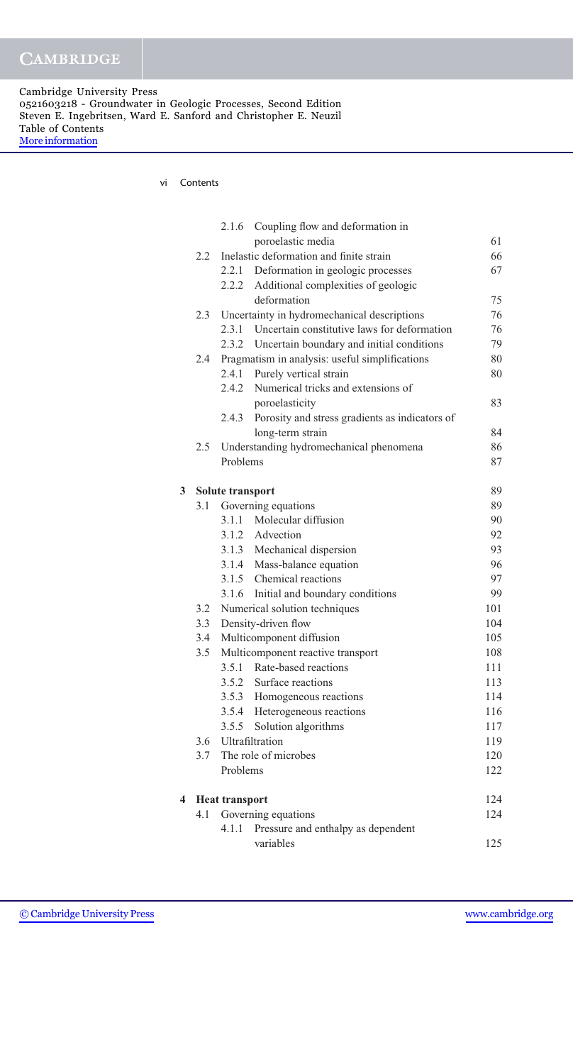| | | | |
|---|---|---|---|
| | | 2.1.6 Coupling flow and deformation in poroelastic media | 61 |
| | 2.2 | Inelastic deformation and finite strain | 66 |
| | | 2.2.1 Deformation in geologic processes | 67 |
| | | 2.2.2 Additional complexities of geologic deformation | 75 |
| | 2.3 | Uncertainty in hydromechanical descriptions | 76 |
| | | 2.3.1 Uncertain constitutive laws for deformation | 76 |
| | | 2.3.2 Uncertain boundary and initial conditions | 79 |
| | 2.4 | Pragmatism in analysis: useful simplifications | 80 |
| | | 2.4.1 Purely vertical strain | 80 |
| | | 2.4.2 Numerical tricks and extensions of poroelasticity | 83 |
| | | 2.4.3 Porosity and stress gradients as indicators of long-term strain | 84 |
| | 2.5 | Understanding hydromechanical phenomena | 86 |
| | | Problems | 87 |
| **3** | **Solute transport** | | 89 |
| | 3.1 | Governing equations | 89 |
| | | 3.1.1 Molecular diffusion | 90 |
| | | 3.1.2 Advection | 92 |
| | | 3.1.3 Mechanical dispersion | 93 |
| | | 3.1.4 Mass-balance equation | 96 |
| | | 3.1.5 Chemical reactions | 97 |
| | | 3.1.6 Initial and boundary conditions | 99 |
| | 3.2 | Numerical solution techniques | 101 |
| | 3.3 | Density-driven flow | 104 |
| | 3.4 | Multicomponent diffusion | 105 |
| | 3.5 | Multicomponent reactive transport | 108 |
| | | 3.5.1 Rate-based reactions | 111 |
| | | 3.5.2 Surface reactions | 113 |
| | | 3.5.3 Homogeneous reactions | 114 |
| | | 3.5.4 Heterogeneous reactions | 116 |
| | | 3.5.5 Solution algorithms | 117 |
| | 3.6 | Ultrafiltration | 119 |
| | 3.7 | The role of microbes | 120 |
| | | Problems | 122 |
| **4** | **Heat transport** | | 124 |
| | 4.1 | Governing equations | 124 |
| | | 4.1.1 Pressure and enthalpy as dependent variables | 125 |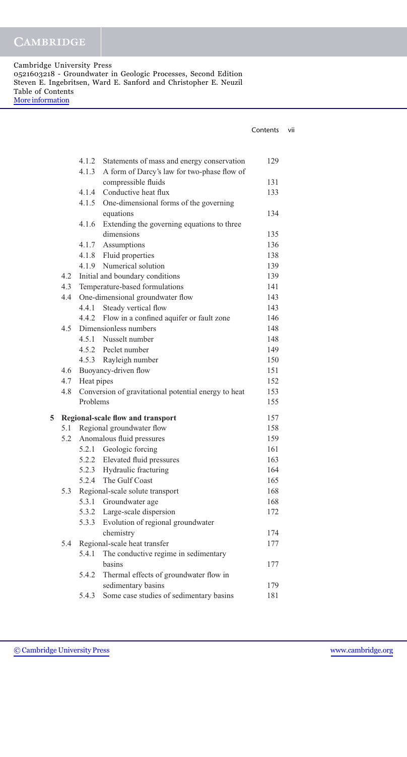| | | | |
|---|---|---|---|
| | 4.1.2 | Statements of mass and energy conservation | 129 |
| | 4.1.3 | A form of Darcy's law for two-phase flow of compressible fluids | 131 |
| | 4.1.4 | Conductive heat flux | 133 |
| | 4.1.5 | One-dimensional forms of the governing equations | 134 |
| | 4.1.6 | Extending the governing equations to three dimensions | 135 |
| | 4.1.7 | Assumptions | 136 |
| | 4.1.8 | Fluid properties | 138 |
| | 4.1.9 | Numerical solution | 139 |
| 4.2 | | Initial and boundary conditions | 139 |
| 4.3 | | Temperature-based formulations | 141 |
| 4.4 | | One-dimensional groundwater flow | 143 |
| | 4.4.1 | Steady vertical flow | 143 |
| | 4.4.2 | Flow in a confined aquifer or fault zone | 146 |
| 4.5 | | Dimensionless numbers | 148 |
| | 4.5.1 | Nusselt number | 148 |
| | 4.5.2 | Peclet number | 149 |
| | 4.5.3 | Rayleigh number | 150 |
| 4.6 | | Buoyancy-driven flow | 151 |
| 4.7 | | Heat pipes | 152 |
| 4.8 | | Conversion of gravitational potential energy to heat | 153 |
| | | Problems | 155 |

**5 Regional-scale flow and transport** — 157

| | | | |
|---|---|---|---|
| 5.1 | | Regional groundwater flow | 158 |
| 5.2 | | Anomalous fluid pressures | 159 |
| | 5.2.1 | Geologic forcing | 161 |
| | 5.2.2 | Elevated fluid pressures | 163 |
| | 5.2.3 | Hydraulic fracturing | 164 |
| | 5.2.4 | The Gulf Coast | 165 |
| 5.3 | | Regional-scale solute transport | 168 |
| | 5.3.1 | Groundwater age | 168 |
| | 5.3.2 | Large-scale dispersion | 172 |
| | 5.3.3 | Evolution of regional groundwater chemistry | 174 |
| 5.4 | | Regional-scale heat transfer | 177 |
| | 5.4.1 | The conductive regime in sedimentary basins | 177 |
| | 5.4.2 | Thermal effects of groundwater flow in sedimentary basins | 179 |
| | 5.4.3 | Some case studies of sedimentary basins | 181 |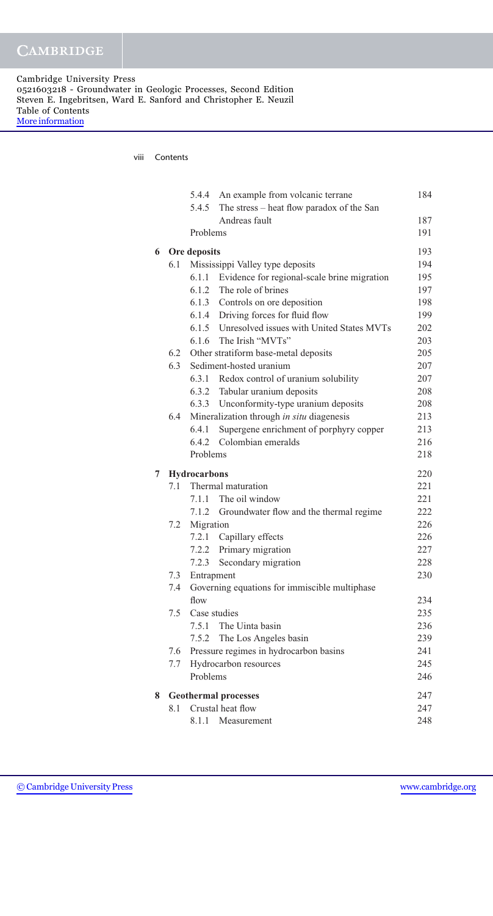| | | | |
|---|---|---|---|
| | 5.4.4 | An example from volcanic terrane | 184 |
| | 5.4.5 | The stress – heat flow paradox of the San Andreas fault | 187 |
| | Problems | | 191 |
| **6** | **Ore deposits** | | 193 |
| 6.1 | Mississippi Valley type deposits | | 194 |
| | 6.1.1 | Evidence for regional-scale brine migration | 195 |
| | 6.1.2 | The role of brines | 197 |
| | 6.1.3 | Controls on ore deposition | 198 |
| | 6.1.4 | Driving forces for fluid flow | 199 |
| | 6.1.5 | Unresolved issues with United States MVTs | 202 |
| | 6.1.6 | The Irish "MVTs" | 203 |
| 6.2 | Other stratiform base-metal deposits | | 205 |
| 6.3 | Sediment-hosted uranium | | 207 |
| | 6.3.1 | Redox control of uranium solubility | 207 |
| | 6.3.2 | Tabular uranium deposits | 208 |
| | 6.3.3 | Unconformity-type uranium deposits | 208 |
| 6.4 | Mineralization through *in situ* diagenesis | | 213 |
| | 6.4.1 | Supergene enrichment of porphyry copper | 213 |
| | 6.4.2 | Colombian emeralds | 216 |
| | Problems | | 218 |
| **7** | **Hydrocarbons** | | 220 |
| 7.1 | Thermal maturation | | 221 |
| | 7.1.1 | The oil window | 221 |
| | 7.1.2 | Groundwater flow and the thermal regime | 222 |
| 7.2 | Migration | | 226 |
| | 7.2.1 | Capillary effects | 226 |
| | 7.2.2 | Primary migration | 227 |
| | 7.2.3 | Secondary migration | 228 |
| 7.3 | Entrapment | | 230 |
| 7.4 | Governing equations for immiscible multiphase flow | | 234 |
| 7.5 | Case studies | | 235 |
| | 7.5.1 | The Uinta basin | 236 |
| | 7.5.2 | The Los Angeles basin | 239 |
| 7.6 | Pressure regimes in hydrocarbon basins | | 241 |
| 7.7 | Hydrocarbon resources | | 245 |
| | Problems | | 246 |
| **8** | **Geothermal processes** | | 247 |
| 8.1 | Crustal heat flow | | 247 |
| | 8.1.1 | Measurement | 248 |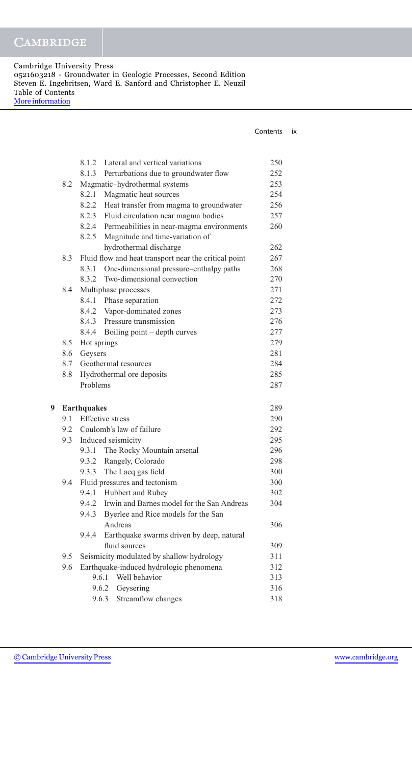| | | |
|---|---|---|
| 8.1.2 | Lateral and vertical variations | 250 |
| 8.1.3 | Perturbations due to groundwater flow | 252 |
| 8.2 | Magmatic–hydrothermal systems | 253 |
| 8.2.1 | Magmatic heat sources | 254 |
| 8.2.2 | Heat transfer from magma to groundwater | 256 |
| 8.2.3 | Fluid circulation near magma bodies | 257 |
| 8.2.4 | Permeabilities in near-magma environments | 260 |
| 8.2.5 | Magnitude and time-variation of hydrothermal discharge | 262 |
| 8.3 | Fluid flow and heat transport near the critical point | 267 |
| 8.3.1 | One-dimensional pressure–enthalpy paths | 268 |
| 8.3.2 | Two-dimensional convection | 270 |
| 8.4 | Multiphase processes | 271 |
| 8.4.1 | Phase separation | 272 |
| 8.4.2 | Vapor-dominated zones | 273 |
| 8.4.3 | Pressure transmission | 276 |
| 8.4.4 | Boiling point – depth curves | 277 |
| 8.5 | Hot springs | 279 |
| 8.6 | Geysers | 281 |
| 8.7 | Geothermal resources | 284 |
| 8.8 | Hydrothermal ore deposits | 285 |
| | Problems | 287 |
| **9** | **Earthquakes** | 289 |
| 9.1 | Effective stress | 290 |
| 9.2 | Coulomb's law of failure | 292 |
| 9.3 | Induced seismicity | 295 |
| 9.3.1 | The Rocky Mountain arsenal | 296 |
| 9.3.2 | Rangely, Colorado | 298 |
| 9.3.3 | The Lacq gas field | 300 |
| 9.4 | Fluid pressures and tectonism | 300 |
| 9.4.1 | Hubbert and Rubey | 302 |
| 9.4.2 | Irwin and Barnes model for the San Andreas | 304 |
| 9.4.3 | Byerlee and Rice models for the San Andreas | 306 |
| 9.4.4 | Earthquake swarms driven by deep, natural fluid sources | 309 |
| 9.5 | Seismicity modulated by shallow hydrology | 311 |
| 9.6 | Earthquake-induced hydrologic phenomena | 312 |
| 9.6.1 | Well behavior | 313 |
| 9.6.2 | Geysering | 316 |
| 9.6.3 | Streamflow changes | 318 |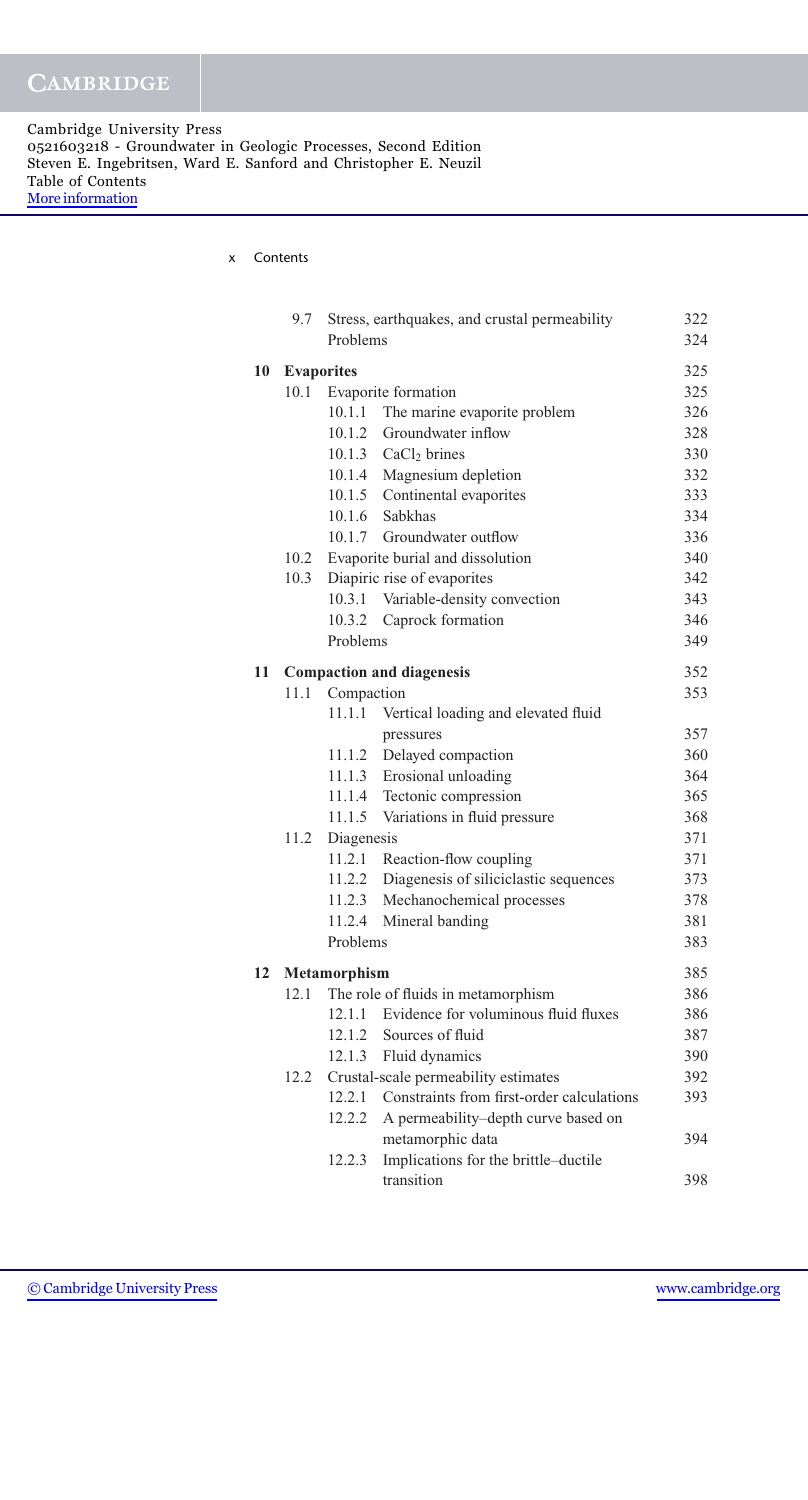| | | | |
|---|---|---|---|
| 9.7 | Stress, earthquakes, and crustal permeability | | 322 |
| | Problems | | 324 |
| **10** | **Evaporites** | | 325 |
| 10.1 | Evaporite formation | | 325 |
| | 10.1.1 | The marine evaporite problem | 326 |
| | 10.1.2 | Groundwater inflow | 328 |
| | 10.1.3 | $CaCl_2$ brines | 330 |
| | 10.1.4 | Magnesium depletion | 332 |
| | 10.1.5 | Continental evaporites | 333 |
| | 10.1.6 | Sabkhas | 334 |
| | 10.1.7 | Groundwater outflow | 336 |
| 10.2 | Evaporite burial and dissolution | | 340 |
| 10.3 | Diapiric rise of evaporites | | 342 |
| | 10.3.1 | Variable-density convection | 343 |
| | 10.3.2 | Caprock formation | 346 |
| | Problems | | 349 |
| **11** | **Compaction and diagenesis** | | 352 |
| 11.1 | Compaction | | 353 |
| | 11.1.1 | Vertical loading and elevated fluid pressures | 357 |
| | 11.1.2 | Delayed compaction | 360 |
| | 11.1.3 | Erosional unloading | 364 |
| | 11.1.4 | Tectonic compression | 365 |
| | 11.1.5 | Variations in fluid pressure | 368 |
| 11.2 | Diagenesis | | 371 |
| | 11.2.1 | Reaction-flow coupling | 371 |
| | 11.2.2 | Diagenesis of siliciclastic sequences | 373 |
| | 11.2.3 | Mechanochemical processes | 378 |
| | 11.2.4 | Mineral banding | 381 |
| | Problems | | 383 |
| **12** | **Metamorphism** | | 385 |
| 12.1 | The role of fluids in metamorphism | | 386 |
| | 12.1.1 | Evidence for voluminous fluid fluxes | 386 |
| | 12.1.2 | Sources of fluid | 387 |
| | 12.1.3 | Fluid dynamics | 390 |
| 12.2 | Crustal-scale permeability estimates | | 392 |
| | 12.2.1 | Constraints from first-order calculations | 393 |
| | 12.2.2 | A permeability–depth curve based on metamorphic data | 394 |
| | 12.2.3 | Implications for the brittle–ductile transition | 398 |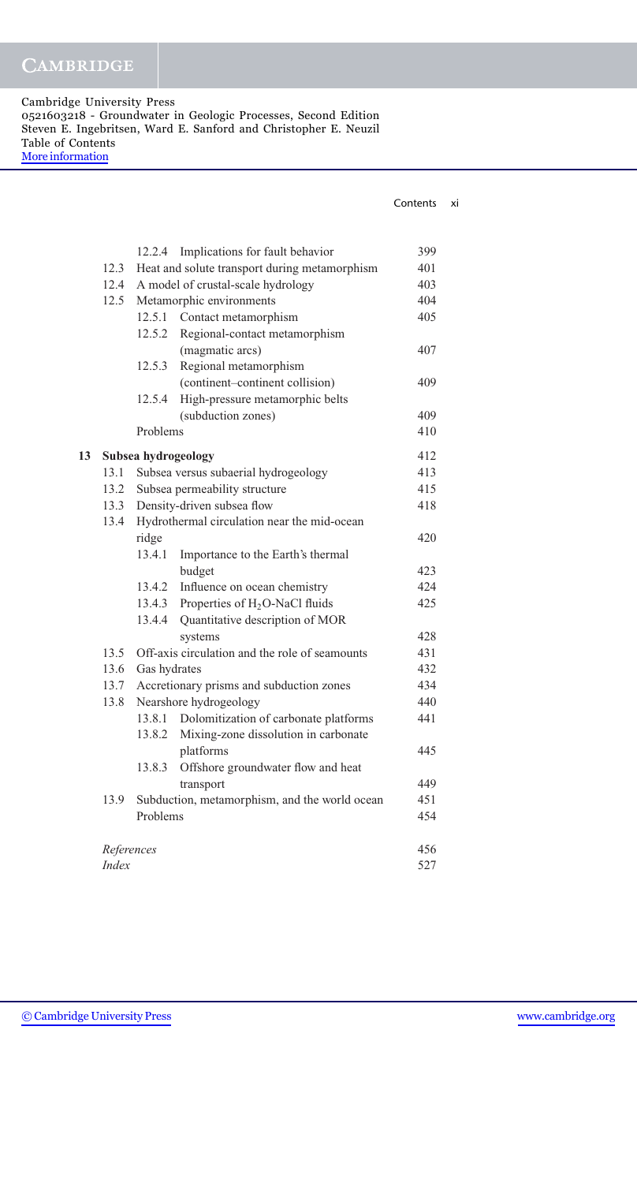| | | | |
|---|---|---|---|
| | 12.2.4 | Implications for fault behavior | 399 |
| 12.3 | | Heat and solute transport during metamorphism | 401 |
| 12.4 | | A model of crustal-scale hydrology | 403 |
| 12.5 | | Metamorphic environments | 404 |
| | 12.5.1 | Contact metamorphism | 405 |
| | 12.5.2 | Regional-contact metamorphism (magmatic arcs) | 407 |
| | 12.5.3 | Regional metamorphism (continent–continent collision) | 409 |
| | 12.5.4 | High-pressure metamorphic belts (subduction zones) | 409 |
| | | Problems | 410 |
| **13** | | **Subsea hydrogeology** | 412 |
| 13.1 | | Subsea versus subaerial hydrogeology | 413 |
| 13.2 | | Subsea permeability structure | 415 |
| 13.3 | | Density-driven subsea flow | 418 |
| 13.4 | | Hydrothermal circulation near the mid-ocean ridge | 420 |
| | 13.4.1 | Importance to the Earth's thermal budget | 423 |
| | 13.4.2 | Influence on ocean chemistry | 424 |
| | 13.4.3 | Properties of $H_2O$-NaCl fluids | 425 |
| | 13.4.4 | Quantitative description of MOR systems | 428 |
| 13.5 | | Off-axis circulation and the role of seamounts | 431 |
| 13.6 | | Gas hydrates | 432 |
| 13.7 | | Accretionary prisms and subduction zones | 434 |
| 13.8 | | Nearshore hydrogeology | 440 |
| | 13.8.1 | Dolomitization of carbonate platforms | 441 |
| | 13.8.2 | Mixing-zone dissolution in carbonate platforms | 445 |
| | 13.8.3 | Offshore groundwater flow and heat transport | 449 |
| 13.9 | | Subduction, metamorphism, and the world ocean | 451 |
| | | Problems | 454 |
| | | *References* | 456 |
| | | *Index* | 527 |